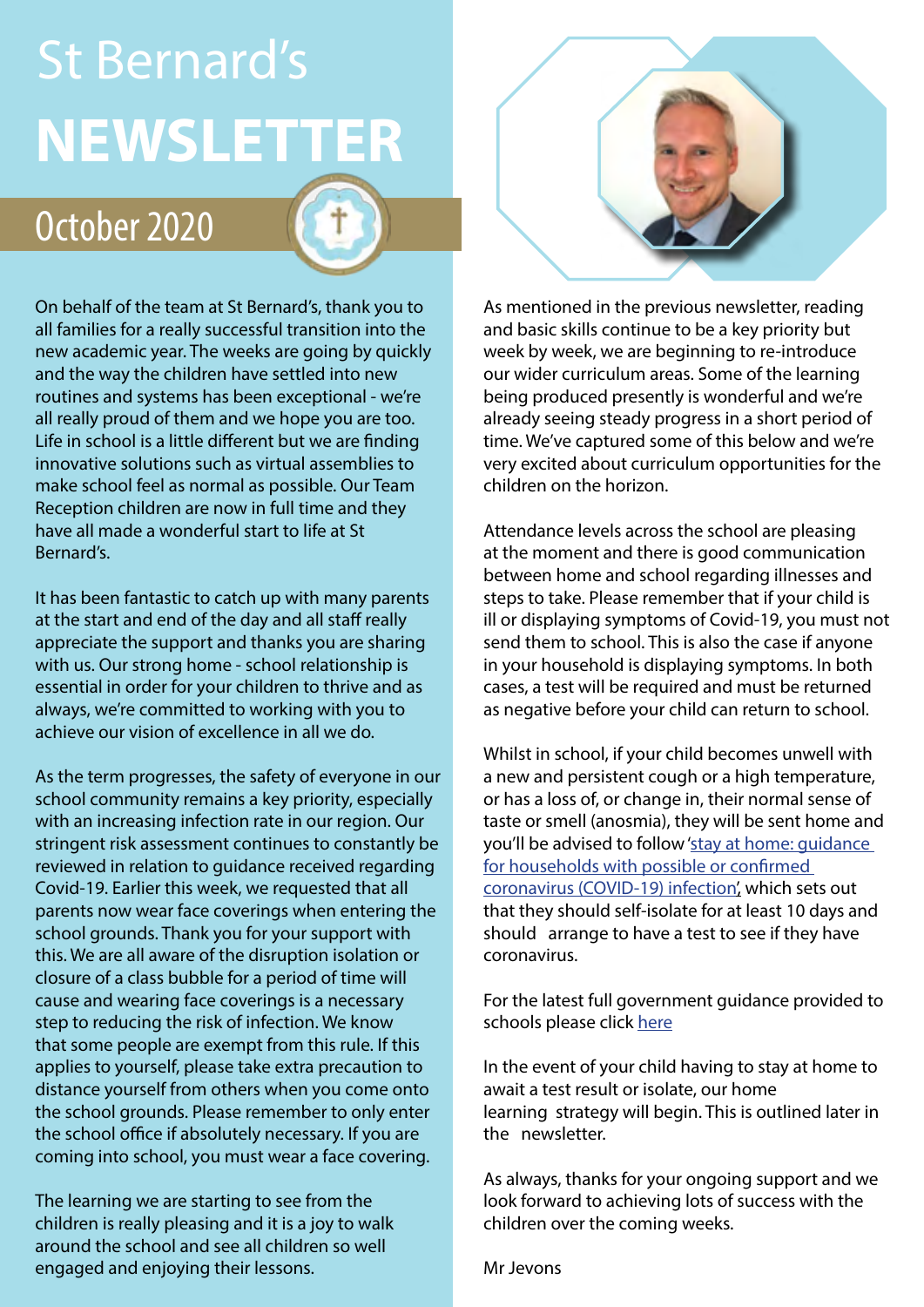# St Bernard's NEWSLETTER

## October 2020

On behalf of the team at St Bernard's, thank you to all families for a really successful transition into the new academic year. The weeks are going by quickly and the way the children have settled into new routines and systems has been exceptional - we're all really proud of them and we hope you are too. Life in school is a little different but we are finding innovative solutions such as virtual assemblies to make school feel as normal as possible. Our Team Reception children are now in full time and they have all made a wonderful start to life at St Bernard's.

It has been fantastic to catch up with many parents at the start and end of the day and all staff really appreciate the support and thanks you are sharing with us. Our strong home - school relationship is essential in order for your children to thrive and as always, we're committed to working with you to achieve our vision of excellence in all we do.

As the term progresses, the safety of everyone in our school community remains a key priority, especially with an increasing infection rate in our region. Our stringent risk assessment continues to constantly be reviewed in relation to guidance received regarding Covid-19. Earlier this week, we requested that all parents now wear face coverings when entering the school grounds. Thank you for your support with this. We are all aware of the disruption isolation or closure of a class bubble for a period of time will cause and wearing face coverings is a necessary step to reducing the risk of infection. We know that some people are exempt from this rule. If this applies to yourself, please take extra precaution to distance yourself from others when you come onto the school grounds. Please remember to only enter the school office if absolutely necessary. If you are coming into school, you must wear a face covering.

The learning we are starting to see from the children is really pleasing and it is a joy to walk around the school and see all children so well engaged and enjoying their lessons.

As mentioned in the previous newsletter, reading and basic skills continue to be a key priority but week by week, we are beginning to re-introduce our wider curriculum areas. Some of the learning being produced presently is wonderful and we're already seeing steady progress in a short period of time. We've captured some of this below and we're very excited about curriculum opportunities for the children on the horizon.

Attendance levels across the school are pleasing at the moment and there is good communication between home and school regarding illnesses and steps to take. Please remember that if your child is ill or displaying symptoms of Covid-19, you must not send them to school. This is also the case if anyone in your household is displaying symptoms. In both cases, a test will be required and must be returned as negative before your child can return to school.

Whilst in school, if your child becomes unwell with a new and persistent cough or a high temperature, or has a loss of, or change in, their normal sense of taste or smell (anosmia), they will be sent home and you'll be advised to follow 'stay at home: guidance for households with possible or confirmed coronavirus (COVID-19) infection', which sets out that they should self-isolate for at least 10 days and should arrange to have a test to see if they have coronavirus.

For the latest full government guidance provided to schools please click here

In the event of your child having to stay at home to await a test result or isolate, our home learning strategy will begin. This is outlined later in the newsletter.

As always, thanks for your ongoing support and we look forward to achieving lots of success with the children over the coming weeks.

Mr Jevons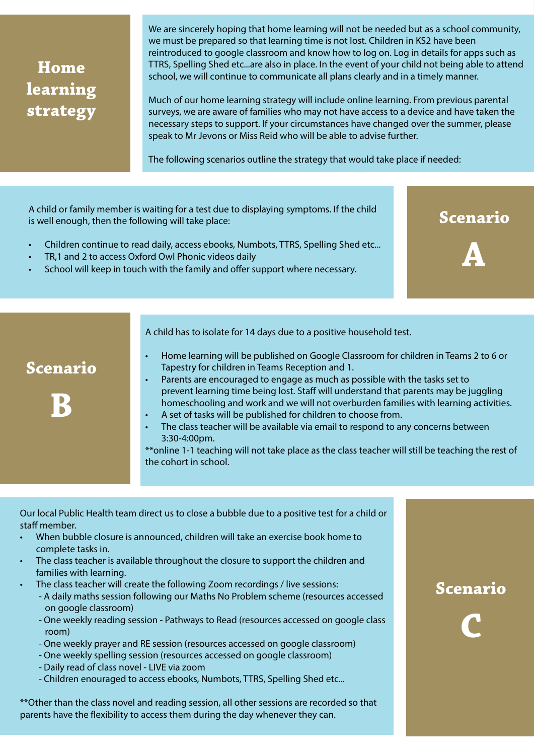## Home learning strategy

We are sincerely hoping that home learning will not be needed but as a school community, we must be prepared so that learning time is not lost. Children in KS2 have been reintroduced to google classroom and know how to log on. Log in details for apps such as TTRS, Spelling Shed etc...are also in place. In the event of your child not being able to attend school, we will continue to communicate all plans clearly and in a timely manner.

Much of our home learning strategy will include online learning. From previous parental surveys, we are aware of families who may not have access to a device and have taken the necessary steps to support. If your circumstances have changed over the summer, please speak to Mr Jevons or Miss Reid who will be able to advise further.

The following scenarios outline the strategy that would take place if needed:

## Scenario A

A child or family member is waiting for a test due to displaying symptoms. If the child is well enough, then the following will take place:

- Children continue to read daily, access ebooks, Numbots, TTRS, Spelling Shed etc...
- TR,1 and 2 to access Oxford Owl Phonic videos daily
- School will keep in touch with the family and offer support where necessary.

## Scenario B

A child has to isolate for 14 days due to a positive household test.

- Home learning will be published on Google Classroom for children in Teams 2 to 6 or Tapestry for children in Teams Reception and 1.
- Parents are encouraged to engage as much as possible with the tasks set to prevent learning time being lost. Staff will understand that parents may be juggling homeschooling and work and we will not overburden families with learning activities.
- A set of tasks will be published for children to choose from.
- The class teacher will be available via email to respond to any concerns between 3:30-4:00pm.

**online 1-1 teaching will not take place as the class teacher will still be teaching the rest of the cohort in school.

## Scenario C

Our local Public Health team direct us to close a bubble due to a positive test for a child or staff member.

- When bubble closure is announced, children will take an exercise book home to complete tasks in.
- The class teacher is available throughout the closure to support the children and families with learning.
- The class teacher will create the following Zoom recordings / live sessions:
  - A daily maths session following our Maths No Problem scheme (resources accessed on google classroom)
  - One weekly reading session - Pathways to Read (resources accessed on google class room)
  - One weekly prayer and RE session (resources accessed on google classroom)
  - One weekly spelling session (resources accessed on google classroom)
  - Daily read of class novel - LIVE via zoom
  - Children enouraged to access ebooks, Numbots, TTRS, Spelling Shed etc...

**Other than the class novel and reading session, all other sessions are recorded so that parents have the flexibility to access them during the day whenever they can.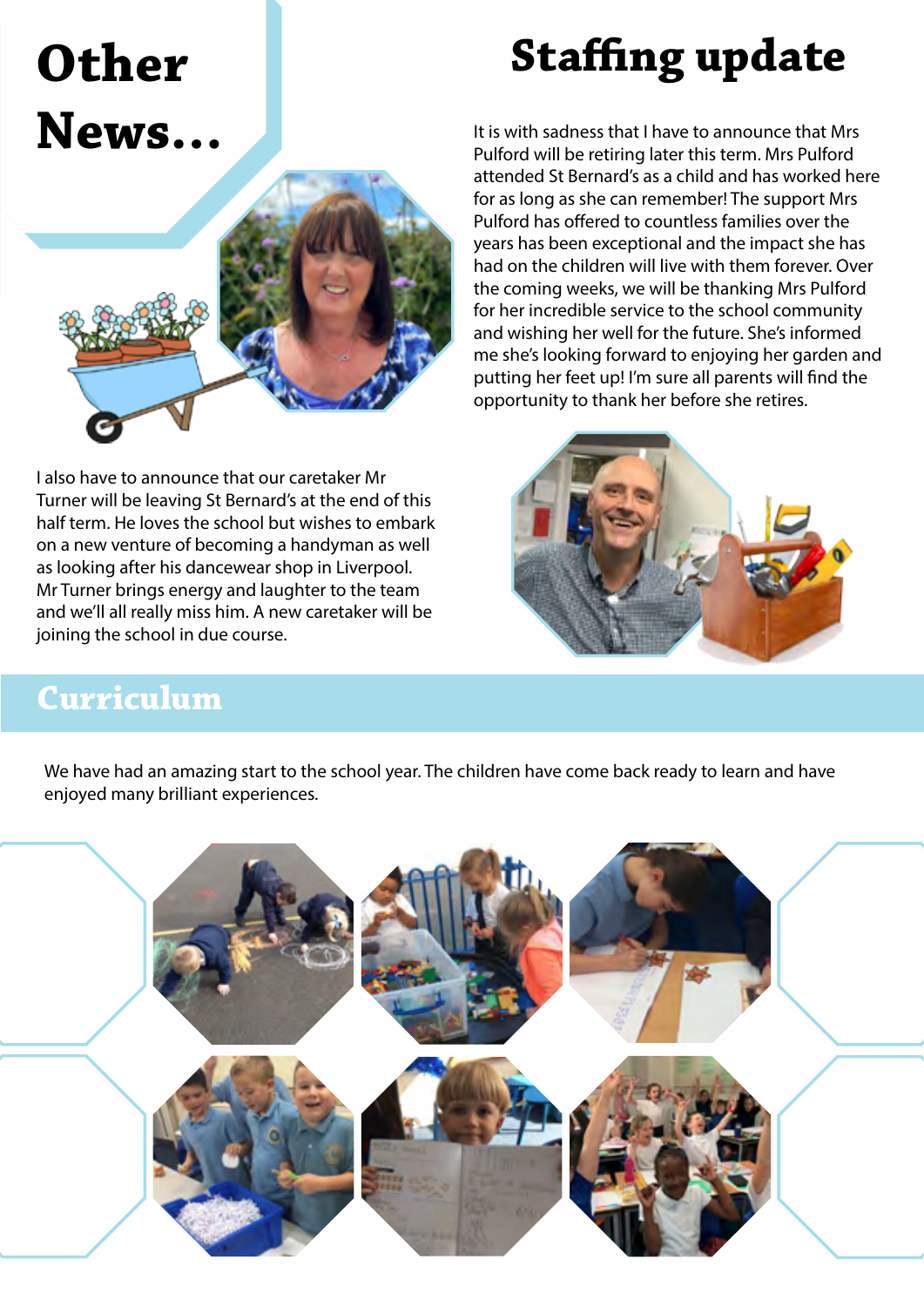# Other News...

## Staffing update

It is with sadness that I have to announce that Mrs Pulford will be retiring later this term. Mrs Pulford attended St Bernard's as a child and has worked here for as long as she can remember! The support Mrs Pulford has offered to countless families over the years has been exceptional and the impact she has had on the children will live with them forever. Over the coming weeks, we will be thanking Mrs Pulford for her incredible service to the school community and wishing her well for the future. She's informed me she's looking forward to enjoying her garden and putting her feet up! I'm sure all parents will find the opportunity to thank her before she retires.

I also have to announce that our caretaker Mr Turner will be leaving St Bernard's at the end of this half term. He loves the school but wishes to embark on a new venture of becoming a handyman as well as looking after his dancewear shop in Liverpool. Mr Turner brings energy and laughter to the team and we'll all really miss him. A new caretaker will be joining the school in due course.

## Curriculum

We have had an amazing start to the school year. The children have come back ready to learn and have enjoyed many brilliant experiences.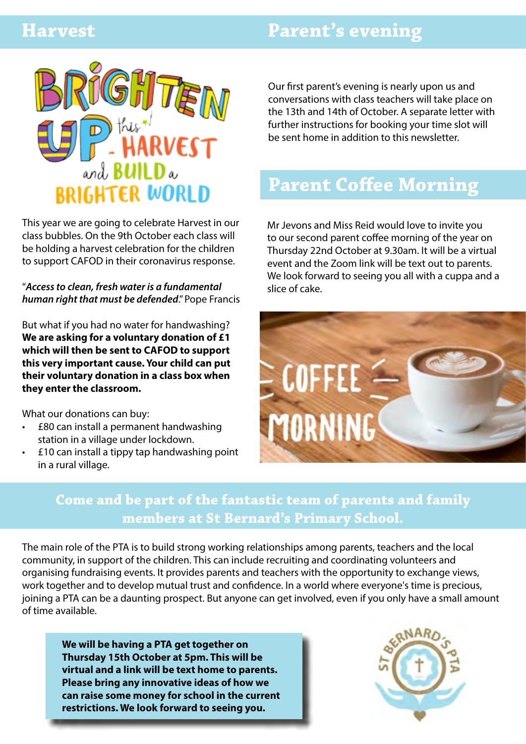## Harvest

This year we are going to celebrate Harvest in our class bubbles. On the 9th October each class will be holding a harvest celebration for the children to support CAFOD in their coronavirus response.

"*Access to clean, fresh water is a fundamental human right that must be defended*." Pope Francis

But what if you had no water for handwashing? **We are asking for a voluntary donation of £1 which will then be sent to CAFOD to support this very important cause. Your child can put their voluntary donation in a class box when they enter the classroom.**

What our donations can buy:

- £80 can install a permanent handwashing station in a village under lockdown.
- £10 can install a tippy tap handwashing point in a rural village.

## Parent's evening

Our first parent's evening is nearly upon us and conversations with class teachers will take place on the 13th and 14th of October. A separate letter with further instructions for booking your time slot will be sent home in addition to this newsletter.

## Parent Coffee Morning

Mr Jevons and Miss Reid would love to invite you to our second parent coffee morning of the year on Thursday 22nd October at 9.30am. It will be a virtual event and the Zoom link will be text out to parents. We look forward to seeing you all with a cuppa and a slice of cake.

## Come and be part of the fantastic team of parents and family members at St Bernard's Primary School.

The main role of the PTA is to build strong working relationships among parents, teachers and the local community, in support of the children. This can include recruiting and coordinating volunteers and organising fundraising events. It provides parents and teachers with the opportunity to exchange views, work together and to develop mutual trust and confidence. In a world where everyone's time is precious, joining a PTA can be a daunting prospect. But anyone can get involved, even if you only have a small amount of time available.

**We will be having a PTA get together on Thursday 15th October at 5pm. This will be virtual and a link will be text home to parents. Please bring any innovative ideas of how we can raise some money for school in the current restrictions. We look forward to seeing you.**